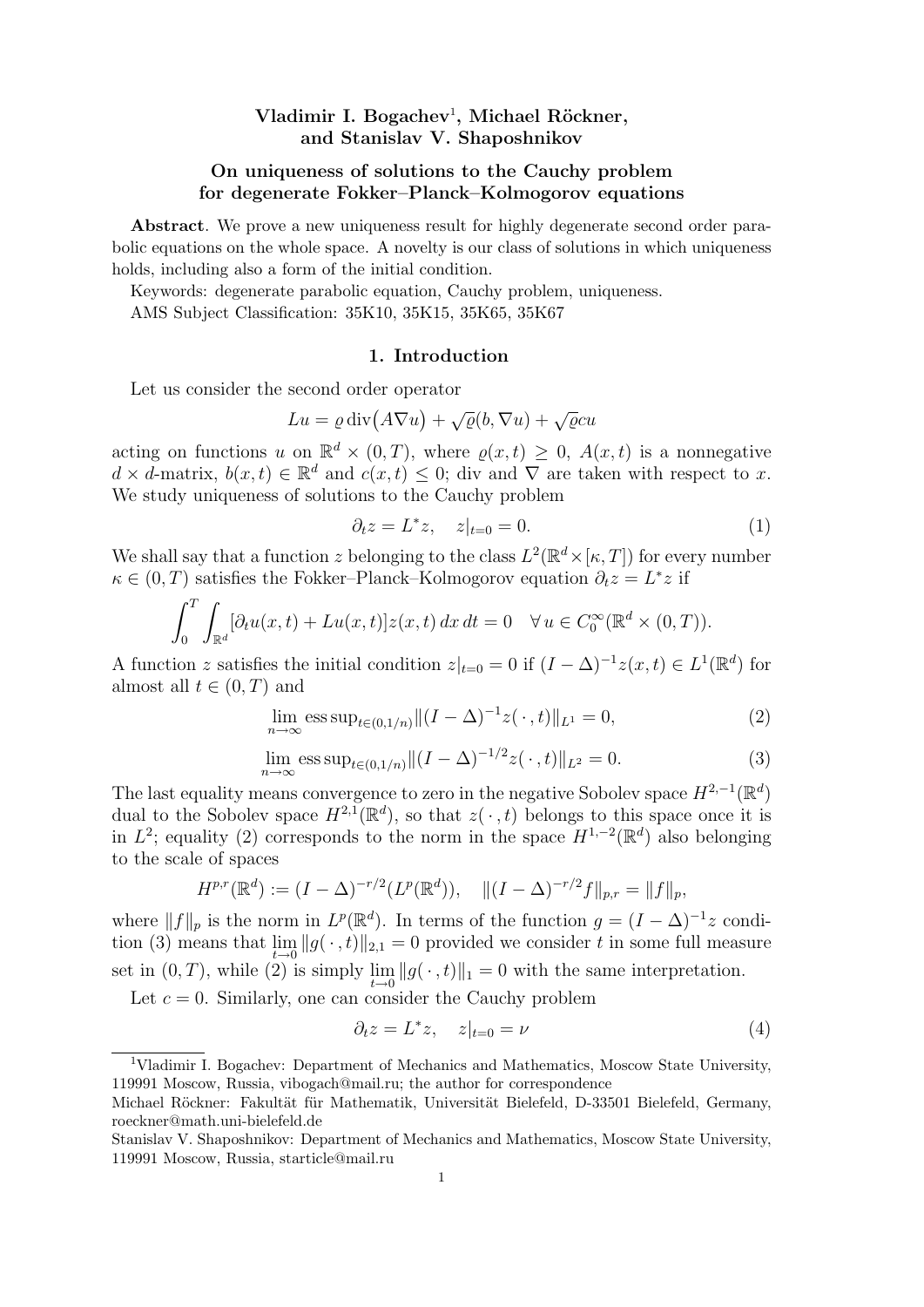**Vladimir I. Bogachev**[1], **Michael Röckner, and Stanislav V. Shaposhnikov**

# On uniqueness of solutions to the Cauchy problem for degenerate Fokker–Planck–Kolmogorov equations

**Abstract**. We prove a new uniqueness result for highly degenerate second order parabolic equations on the whole space. A novelty is our class of solutions in which uniqueness holds, including also a form of the initial condition.

Keywords: degenerate parabolic equation, Cauchy problem, uniqueness.

AMS Subject Classification: 35K10, 35K15, 35K65, 35K67

## 1. Introduction

Let us consider the second order operator

$$Lu = \varrho\,\mathrm{div}\big(A\nabla u\big) + \sqrt{\varrho}(b, \nabla u) + \sqrt{\varrho}cu$$

acting on functions $u$ on $\mathbb{R}^d \times (0, T)$, where $\varrho(x, t) \geq 0$, $A(x, t)$ is a nonnegative $d \times d$-matrix, $b(x, t) \in \mathbb{R}^d$ and $c(x, t) \leq 0$; div and $\nabla$ are taken with respect to $x$. We study uniqueness of solutions to the Cauchy problem

$$\partial_t z = L^* z, \quad z|_{t=0} = 0. \tag{1}$$

We shall say that a function $z$ belonging to the class $L^2(\mathbb{R}^d \times [\kappa, T])$ for every number $\kappa \in (0, T)$ satisfies the Fokker–Planck–Kolmogorov equation $\partial_t z = L^* z$ if

$$\int_0^T \int_{\mathbb{R}^d} [\partial_t u(x, t) + Lu(x, t)] z(x, t)\, dx\, dt = 0 \quad \forall\, u \in C_0^\infty(\mathbb{R}^d \times (0, T)).$$

A function $z$ satisfies the initial condition $z|_{t=0} = 0$ if $(I - \Delta)^{-1} z(x, t) \in L^1(\mathbb{R}^d)$ for almost all $t \in (0, T)$ and

$$\lim_{n\to\infty} \operatorname{ess\,sup}_{t\in(0,1/n)} \|(I - \Delta)^{-1} z(\,\cdot\,, t)\|_{L^1} = 0, \tag{2}$$

$$\lim_{n\to\infty} \operatorname{ess\,sup}_{t\in(0,1/n)} \|(I - \Delta)^{-1/2} z(\,\cdot\,, t)\|_{L^2} = 0. \tag{3}$$

The last equality means convergence to zero in the negative Sobolev space $H^{2,-1}(\mathbb{R}^d)$ dual to the Sobolev space $H^{2,1}(\mathbb{R}^d)$, so that $z(\,\cdot\,, t)$ belongs to this space once it is in $L^2$; equality (2) corresponds to the norm in the space $H^{1,-2}(\mathbb{R}^d)$ also belonging to the scale of spaces

$$H^{p,r}(\mathbb{R}^d) := (I - \Delta)^{-r/2}(L^p(\mathbb{R}^d)), \quad \|(I - \Delta)^{-r/2} f\|_{p,r} = \|f\|_p,$$

where $\|f\|_p$ is the norm in $L^p(\mathbb{R}^d)$. In terms of the function $g = (I - \Delta)^{-1} z$ condition (3) means that $\lim\limits_{t\to 0} \|g(\,\cdot\,, t)\|_{2,1} = 0$ provided we consider $t$ in some full measure set in $(0, T)$, while (2) is simply $\lim\limits_{t\to 0} \|g(\,\cdot\,, t)\|_1 = 0$ with the same interpretation.

Let $c = 0$. Similarly, one can consider the Cauchy problem

$$\partial_t z = L^* z, \quad z|_{t=0} = \nu \tag{4}$$

---

[1]Vladimir I. Bogachev: Department of Mechanics and Mathematics, Moscow State University, 119991 Moscow, Russia, vibogach@mail.ru; the author for correspondence

Michael Röckner: Fakultät für Mathematik, Universität Bielefeld, D-33501 Bielefeld, Germany, roeckner@math.uni-bielefeld.de

Stanislav V. Shaposhnikov: Department of Mechanics and Mathematics, Moscow State University, 119991 Moscow, Russia, starticle@mail.ru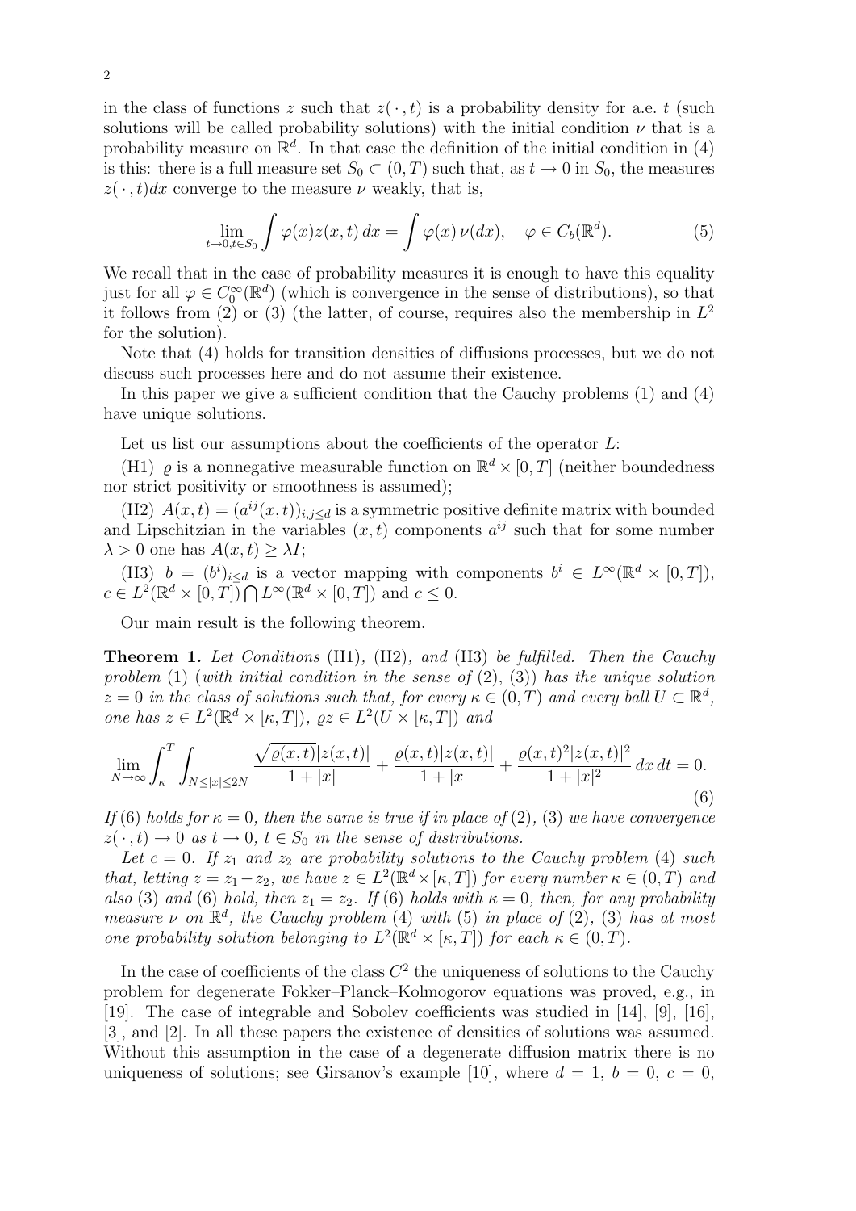in the class of functions $z$ such that $z(\,\cdot\,,t)$ is a probability density for a.e. $t$ (such solutions will be called probability solutions) with the initial condition $\nu$ that is a probability measure on $\mathbb{R}^d$. In that case the definition of the initial condition in (4) is this: there is a full measure set $S_0 \subset (0,T)$ such that, as $t \to 0$ in $S_0$, the measures $z(\,\cdot\,,t)dx$ converge to the measure $\nu$ weakly, that is,

$$\lim_{t\to 0, t\in S_0} \int \varphi(x) z(x,t)\, dx = \int \varphi(x)\, \nu(dx), \quad \varphi \in C_b(\mathbb{R}^d). \tag{5}$$

We recall that in the case of probability measures it is enough to have this equality just for all $\varphi \in C_0^\infty(\mathbb{R}^d)$ (which is convergence in the sense of distributions), so that it follows from (2) or (3) (the latter, of course, requires also the membership in $L^2$ for the solution).

Note that (4) holds for transition densities of diffusions processes, but we do not discuss such processes here and do not assume their existence.

In this paper we give a sufficient condition that the Cauchy problems (1) and (4) have unique solutions.

Let us list our assumptions about the coefficients of the operator $L$:

(H1) $\varrho$ is a nonnegative measurable function on $\mathbb{R}^d \times [0,T]$ (neither boundedness nor strict positivity or smoothness is assumed);

(H2) $A(x,t) = (a^{ij}(x,t))_{i,j\le d}$ is a symmetric positive definite matrix with bounded and Lipschitzian in the variables $(x,t)$ components $a^{ij}$ such that for some number $\lambda > 0$ one has $A(x,t) \ge \lambda I$;

(H3) $b = (b^i)_{i\le d}$ is a vector mapping with components $b^i \in L^\infty(\mathbb{R}^d \times [0,T])$, $c \in L^2(\mathbb{R}^d \times [0,T]) \bigcap L^\infty(\mathbb{R}^d \times [0,T])$ and $c \le 0$.

Our main result is the following theorem.

**Theorem 1.** *Let Conditions* (H1), (H2), *and* (H3) *be fulfilled. Then the Cauchy problem* (1) (*with initial condition in the sense of* (2), (3)) *has the unique solution* $z = 0$ *in the class of solutions such that, for every* $\kappa \in (0,T)$ *and every ball* $U \subset \mathbb{R}^d$, *one has* $z \in L^2(\mathbb{R}^d \times [\kappa,T])$, $\varrho z \in L^2(U \times [\kappa,T])$ *and*

$$\lim_{N\to\infty} \int_\kappa^T \int_{N\le|x|\le 2N} \frac{\sqrt{\varrho(x,t)}|z(x,t)|}{1+|x|} + \frac{\varrho(x,t)|z(x,t)|}{1+|x|} + \frac{\varrho(x,t)^2|z(x,t)|^2}{1+|x|^2}\, dx\, dt = 0. \tag{6}$$

*If* (6) *holds for* $\kappa = 0$, *then the same is true if in place of* (2), (3) *we have convergence* $z(\,\cdot\,,t) \to 0$ *as* $t \to 0$, $t \in S_0$ *in the sense of distributions.*

*Let* $c = 0$. *If* $z_1$ *and* $z_2$ *are probability solutions to the Cauchy problem* (4) *such that, letting* $z = z_1 - z_2$, *we have* $z \in L^2(\mathbb{R}^d \times [\kappa,T])$ *for every number* $\kappa \in (0,T)$ *and also* (3) *and* (6) *hold, then* $z_1 = z_2$. *If* (6) *holds with* $\kappa = 0$, *then, for any probability measure* $\nu$ *on* $\mathbb{R}^d$, *the Cauchy problem* (4) *with* (5) *in place of* (2), (3) *has at most one probability solution belonging to* $L^2(\mathbb{R}^d \times [\kappa,T])$ *for each* $\kappa \in (0,T)$.

In the case of coefficients of the class $C^2$ the uniqueness of solutions to the Cauchy problem for degenerate Fokker–Planck–Kolmogorov equations was proved, e.g., in [19]. The case of integrable and Sobolev coefficients was studied in [14], [9], [16], [3], and [2]. In all these papers the existence of densities of solutions was assumed. Without this assumption in the case of a degenerate diffusion matrix there is no uniqueness of solutions; see Girsanov's example [10], where $d = 1$, $b = 0$, $c = 0$,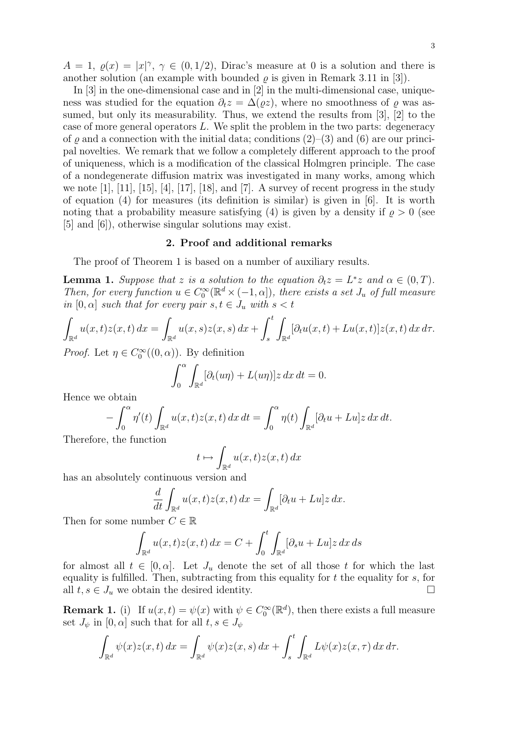$A = 1$, $\varrho(x) = |x|^\gamma$, $\gamma \in (0, 1/2)$, Dirac's measure at 0 is a solution and there is another solution (an example with bounded $\varrho$ is given in Remark 3.11 in [3]).

In [3] in the one-dimensional case and in [2] in the multi-dimensional case, uniqueness was studied for the equation $\partial_t z = \Delta(\varrho z)$, where no smoothness of $\varrho$ was assumed, but only its measurability. Thus, we extend the results from [3], [2] to the case of more general operators $L$. We split the problem in the two parts: degeneracy of $\varrho$ and a connection with the initial data; conditions (2)–(3) and (6) are our principal novelties. We remark that we follow a completely different approach to the proof of uniqueness, which is a modification of the classical Holmgren principle. The case of a nondegenerate diffusion matrix was investigated in many works, among which we note [1], [11], [15], [4], [17], [18], and [7]. A survey of recent progress in the study of equation (4) for measures (its definition is similar) is given in [6]. It is worth noting that a probability measure satisfying (4) is given by a density if $\varrho > 0$ (see [5] and [6]), otherwise singular solutions may exist.

## 2. Proof and additional remarks

The proof of Theorem 1 is based on a number of auxiliary results.

**Lemma 1.** *Suppose that $z$ is a solution to the equation $\partial_t z = L^* z$ and $\alpha \in (0, T)$. Then, for every function $u \in C_0^\infty(\mathbb{R}^d \times (-1, \alpha])$, there exists a set $J_u$ of full measure in $[0, \alpha]$ such that for every pair $s, t \in J_u$ with $s < t$*

$$\int_{\mathbb{R}^d} u(x,t)z(x,t)\,dx = \int_{\mathbb{R}^d} u(x,s)z(x,s)\,dx + \int_s^t \int_{\mathbb{R}^d} [\partial_t u(x,t) + Lu(x,t)]z(x,t)\,dx\,d\tau.$$

*Proof.* Let $\eta \in C_0^\infty((0, \alpha))$. By definition

$$\int_0^\alpha \int_{\mathbb{R}^d} [\partial_t(u\eta) + L(u\eta)]z\,dx\,dt = 0.$$

Hence we obtain

$$-\int_0^\alpha \eta'(t) \int_{\mathbb{R}^d} u(x,t)z(x,t)\,dx\,dt = \int_0^\alpha \eta(t) \int_{\mathbb{R}^d} [\partial_t u + Lu]z\,dx\,dt.$$

Therefore, the function

$$t \mapsto \int_{\mathbb{R}^d} u(x,t)z(x,t)\,dx$$

has an absolutely continuous version and

$$\frac{d}{dt} \int_{\mathbb{R}^d} u(x,t)z(x,t)\,dx = \int_{\mathbb{R}^d} [\partial_t u + Lu]z\,dx.$$

Then for some number $C \in \mathbb{R}$

$$\int_{\mathbb{R}^d} u(x,t)z(x,t)\,dx = C + \int_0^t \int_{\mathbb{R}^d} [\partial_s u + Lu]z\,dx\,ds$$

for almost all $t \in [0, \alpha]$. Let $J_u$ denote the set of all those $t$ for which the last equality is fulfilled. Then, subtracting from this equality for $t$ the equality for $s$, for all $t, s \in J_u$ we obtain the desired identity. $\square$

**Remark 1.** (i) If $u(x,t) = \psi(x)$ with $\psi \in C_0^\infty(\mathbb{R}^d)$, then there exists a full measure set $J_\psi$ in $[0, \alpha]$ such that for all $t, s \in J_\psi$

$$\int_{\mathbb{R}^d} \psi(x)z(x,t)\,dx = \int_{\mathbb{R}^d} \psi(x)z(x,s)\,dx + \int_s^t \int_{\mathbb{R}^d} L\psi(x)z(x,\tau)\,dx\,d\tau.$$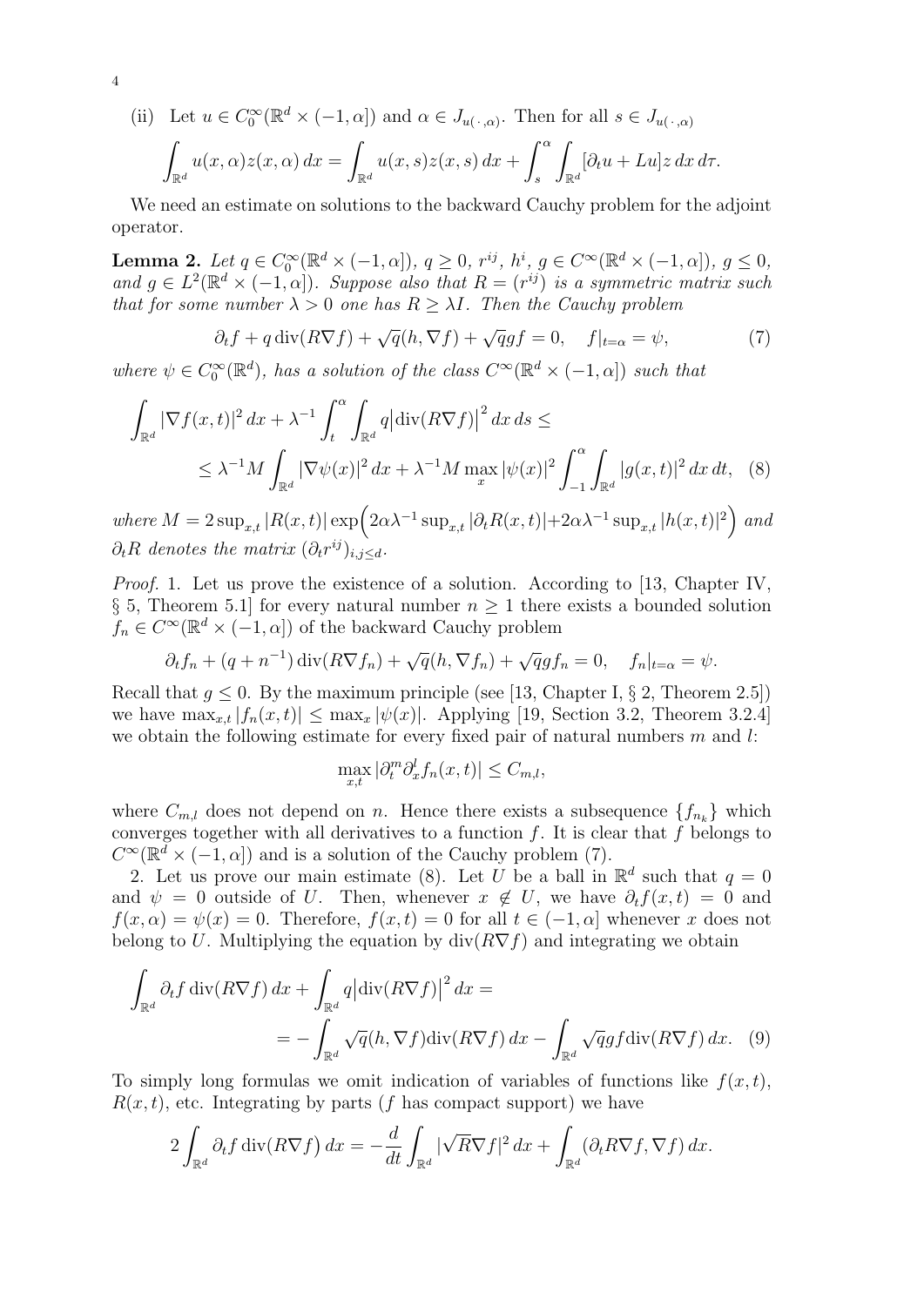(ii) Let $u \in C_0^\infty(\mathbb{R}^d \times (-1, \alpha])$ and $\alpha \in J_{u(\,\cdot\,,\alpha)}$. Then for all $s \in J_{u(\,\cdot\,,\alpha)}$

$$\int_{\mathbb{R}^d} u(x,\alpha)z(x,\alpha)\,dx = \int_{\mathbb{R}^d} u(x,s)z(x,s)\,dx + \int_s^\alpha \int_{\mathbb{R}^d} [\partial_t u + Lu]z\,dx\,d\tau.$$

We need an estimate on solutions to the backward Cauchy problem for the adjoint operator.

**Lemma 2.** *Let $q \in C_0^\infty(\mathbb{R}^d \times (-1, \alpha])$, $q \geq 0$, $r^{ij}$, $h^i$, $g \in C^\infty(\mathbb{R}^d \times (-1, \alpha])$, $g \leq 0$, and $g \in L^2(\mathbb{R}^d \times (-1, \alpha])$. Suppose also that $R = (r^{ij})$ is a symmetric matrix such that for some number $\lambda > 0$ one has $R \geq \lambda I$. Then the Cauchy problem*

$$\partial_t f + q\,\mathrm{div}(R\nabla f) + \sqrt{q}(h, \nabla f) + \sqrt{q}gf = 0, \quad f|_{t=\alpha} = \psi, \tag{7}$$

*where $\psi \in C_0^\infty(\mathbb{R}^d)$, has a solution of the class $C^\infty(\mathbb{R}^d \times (-1, \alpha])$ such that*

$$\begin{aligned}\int_{\mathbb{R}^d} |\nabla f(x,t)|^2\,dx + \lambda^{-1} \int_t^\alpha \int_{\mathbb{R}^d} q\big|\mathrm{div}(R\nabla f)\big|^2\,dx\,ds \leq \\ \leq \lambda^{-1} M \int_{\mathbb{R}^d} |\nabla \psi(x)|^2\,dx + \lambda^{-1} M \max_x |\psi(x)|^2 \int_{-1}^\alpha \int_{\mathbb{R}^d} |g(x,t)|^2\,dx\,dt, \end{aligned} \tag{8}$$

*where $M = 2\sup_{x,t}|R(x,t)| \exp\Big(2\alpha\lambda^{-1}\sup_{x,t}|\partial_t R(x,t)| + 2\alpha\lambda^{-1}\sup_{x,t}|h(x,t)|^2\Big)$ and $\partial_t R$ denotes the matrix $(\partial_t r^{ij})_{i,j\leq d}$.*

*Proof.* 1. Let us prove the existence of a solution. According to [13, Chapter IV, § 5, Theorem 5.1] for every natural number $n \geq 1$ there exists a bounded solution $f_n \in C^\infty(\mathbb{R}^d \times (-1, \alpha])$ of the backward Cauchy problem

$$\partial_t f_n + (q + n^{-1})\,\mathrm{div}(R\nabla f_n) + \sqrt{q}(h, \nabla f_n) + \sqrt{q}gf_n = 0, \quad f_n|_{t=\alpha} = \psi.$$

Recall that $g \leq 0$. By the maximum principle (see [13, Chapter I, § 2, Theorem 2.5]) we have $\max_{x,t}|f_n(x,t)| \leq \max_x |\psi(x)|$. Applying [19, Section 3.2, Theorem 3.2.4] we obtain the following estimate for every fixed pair of natural numbers $m$ and $l$:

$$\max_{x,t} |\partial_t^m \partial_x^l f_n(x,t)| \leq C_{m,l},$$

where $C_{m,l}$ does not depend on $n$. Hence there exists a subsequence $\{f_{n_k}\}$ which converges together with all derivatives to a function $f$. It is clear that $f$ belongs to $C^\infty(\mathbb{R}^d \times (-1, \alpha])$ and is a solution of the Cauchy problem (7).

2. Let us prove our main estimate (8). Let $U$ be a ball in $\mathbb{R}^d$ such that $q = 0$ and $\psi = 0$ outside of $U$. Then, whenever $x \notin U$, we have $\partial_t f(x,t) = 0$ and $f(x,\alpha) = \psi(x) = 0$. Therefore, $f(x,t) = 0$ for all $t \in (-1,\alpha]$ whenever $x$ does not belong to $U$. Multiplying the equation by $\mathrm{div}(R\nabla f)$ and integrating we obtain

$$\begin{aligned}\int_{\mathbb{R}^d} \partial_t f\,\mathrm{div}(R\nabla f)\,dx + \int_{\mathbb{R}^d} q\big|\mathrm{div}(R\nabla f)\big|^2\,dx = \\ = -\int_{\mathbb{R}^d} \sqrt{q}(h, \nabla f)\mathrm{div}(R\nabla f)\,dx - \int_{\mathbb{R}^d} \sqrt{q}gf\mathrm{div}(R\nabla f)\,dx. \end{aligned} \tag{9}$$

To simply long formulas we omit indication of variables of functions like $f(x,t)$, $R(x,t)$, etc. Integrating by parts ($f$ has compact support) we have

$$2\int_{\mathbb{R}^d} \partial_t f\,\mathrm{div}\big(R\nabla f\big)\,dx = -\frac{d}{dt}\int_{\mathbb{R}^d} |\sqrt{R}\nabla f|^2\,dx + \int_{\mathbb{R}^d} (\partial_t R\nabla f, \nabla f)\,dx.$$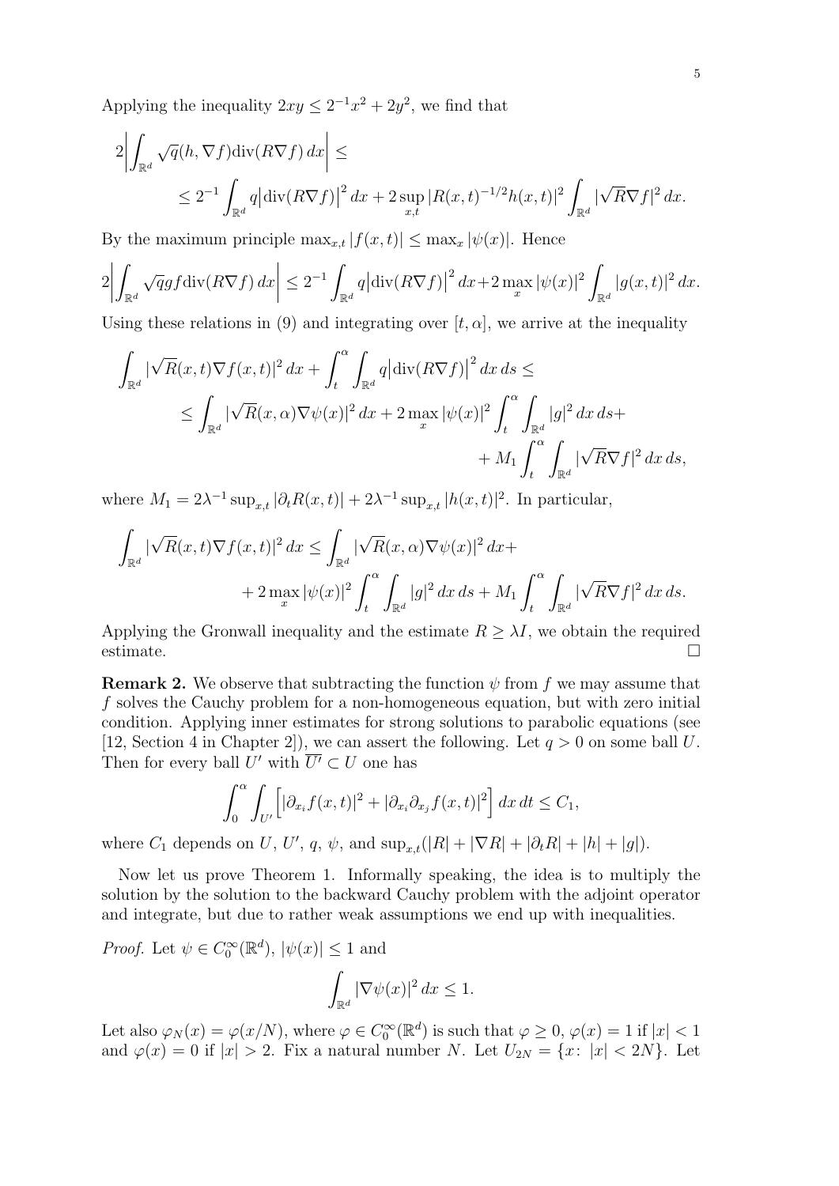Applying the inequality $2xy \le 2^{-1}x^2 + 2y^2$, we find that

$$
2\left|\int_{\mathbb{R}^d} \sqrt{q}(h, \nabla f)\mathrm{div}(R\nabla f)\,dx\right| \le
$$
$$
\le 2^{-1}\int_{\mathbb{R}^d} q\big|\mathrm{div}(R\nabla f)\big|^2\,dx + 2\sup_{x,t}|R(x,t)^{-1/2}h(x,t)|^2\int_{\mathbb{R}^d}|\sqrt{R}\nabla f|^2\,dx.
$$

By the maximum principle $\max_{x,t}|f(x,t)| \le \max_x|\psi(x)|$. Hence

$$
2\left|\int_{\mathbb{R}^d} \sqrt{q}gf\mathrm{div}(R\nabla f)\,dx\right| \le 2^{-1}\int_{\mathbb{R}^d} q\big|\mathrm{div}(R\nabla f)\big|^2\,dx + 2\max_x|\psi(x)|^2\int_{\mathbb{R}^d}|g(x,t)|^2\,dx.
$$

Using these relations in (9) and integrating over $[t,\alpha]$, we arrive at the inequality

$$
\int_{\mathbb{R}^d}|\sqrt{R}(x,t)\nabla f(x,t)|^2\,dx + \int_t^\alpha\int_{\mathbb{R}^d} q\big|\mathrm{div}(R\nabla f)\big|^2\,dx\,ds \le
$$
$$
\le \int_{\mathbb{R}^d}|\sqrt{R}(x,\alpha)\nabla\psi(x)|^2\,dx + 2\max_x|\psi(x)|^2\int_t^\alpha\int_{\mathbb{R}^d}|g|^2\,dx\,ds +
$$
$$
+ M_1\int_t^\alpha\int_{\mathbb{R}^d}|\sqrt{R}\nabla f|^2\,dx\,ds,
$$

where $M_1 = 2\lambda^{-1}\sup_{x,t}|\partial_t R(x,t)| + 2\lambda^{-1}\sup_{x,t}|h(x,t)|^2$. In particular,

$$
\int_{\mathbb{R}^d}|\sqrt{R}(x,t)\nabla f(x,t)|^2\,dx \le \int_{\mathbb{R}^d}|\sqrt{R}(x,\alpha)\nabla\psi(x)|^2\,dx +
$$
$$
+ 2\max_x|\psi(x)|^2\int_t^\alpha\int_{\mathbb{R}^d}|g|^2\,dx\,ds + M_1\int_t^\alpha\int_{\mathbb{R}^d}|\sqrt{R}\nabla f|^2\,dx\,ds.
$$

Applying the Gronwall inequality and the estimate $R \ge \lambda I$, we obtain the required estimate. $\square$

**Remark 2.** We observe that subtracting the function $\psi$ from $f$ we may assume that $f$ solves the Cauchy problem for a non-homogeneous equation, but with zero initial condition. Applying inner estimates for strong solutions to parabolic equations (see [12, Section 4 in Chapter 2]), we can assert the following. Let $q > 0$ on some ball $U$. Then for every ball $U'$ with $\overline{U'} \subset U$ one has

$$
\int_0^\alpha\int_{U'}\Big[|\partial_{x_i}f(x,t)|^2 + |\partial_{x_i}\partial_{x_j}f(x,t)|^2\Big]\,dx\,dt \le C_1,
$$

where $C_1$ depends on $U$, $U'$, $q$, $\psi$, and $\sup_{x,t}(|R| + |\nabla R| + |\partial_t R| + |h| + |g|)$.

Now let us prove Theorem 1. Informally speaking, the idea is to multiply the solution by the solution to the backward Cauchy problem with the adjoint operator and integrate, but due to rather weak assumptions we end up with inequalities.

*Proof.* Let $\psi \in C_0^\infty(\mathbb{R}^d)$, $|\psi(x)| \le 1$ and

$$
\int_{\mathbb{R}^d}|\nabla\psi(x)|^2\,dx \le 1.
$$

Let also $\varphi_N(x) = \varphi(x/N)$, where $\varphi \in C_0^\infty(\mathbb{R}^d)$ is such that $\varphi \ge 0$, $\varphi(x) = 1$ if $|x| < 1$ and $\varphi(x) = 0$ if $|x| > 2$. Fix a natural number $N$. Let $U_{2N} = \{x\colon\ |x| < 2N\}$. Let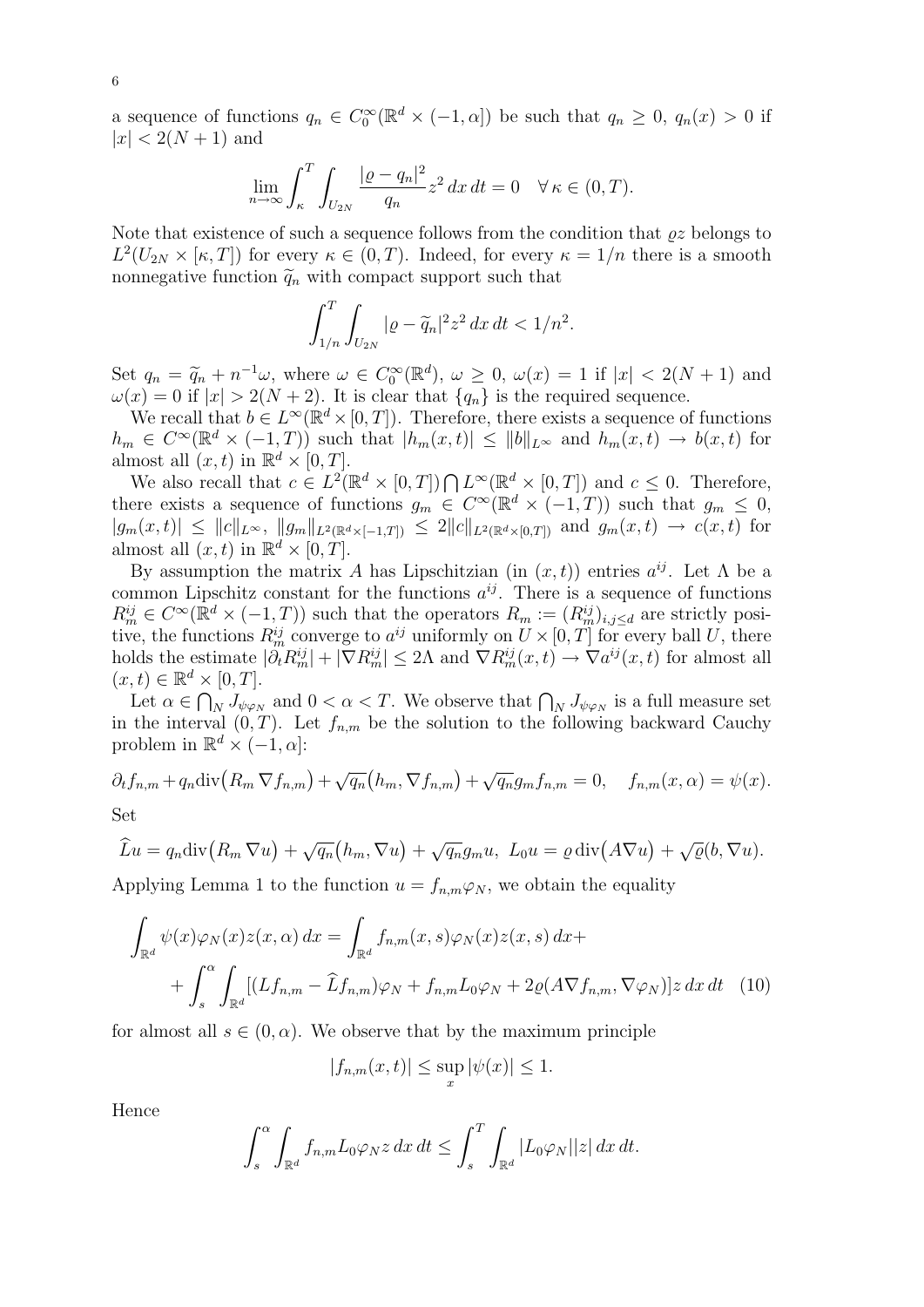a sequence of functions $q_n \in C_0^\infty(\mathbb{R}^d \times (-1, \alpha])$ be such that $q_n \geq 0$, $q_n(x) > 0$ if $|x| < 2(N+1)$ and

$$\lim_{n\to\infty} \int_\kappa^T \int_{U_{2N}} \frac{|\varrho - q_n|^2}{q_n} z^2\, dx\, dt = 0 \quad \forall\, \kappa \in (0, T).$$

Note that existence of such a sequence follows from the condition that $\varrho z$ belongs to $L^2(U_{2N} \times [\kappa, T])$ for every $\kappa \in (0, T)$. Indeed, for every $\kappa = 1/n$ there is a smooth nonnegative function $\widetilde{q}_n$ with compact support such that

$$\int_{1/n}^T \int_{U_{2N}} |\varrho - \widetilde{q}_n|^2 z^2\, dx\, dt < 1/n^2.$$

Set $q_n = \widetilde{q}_n + n^{-1}\omega$, where $\omega \in C_0^\infty(\mathbb{R}^d)$, $\omega \geq 0$, $\omega(x) = 1$ if $|x| < 2(N+1)$ and $\omega(x) = 0$ if $|x| > 2(N+2)$. It is clear that $\{q_n\}$ is the required sequence.

We recall that $b \in L^\infty(\mathbb{R}^d \times [0, T])$. Therefore, there exists a sequence of functions $h_m \in C^\infty(\mathbb{R}^d \times (-1, T))$ such that $|h_m(x, t)| \leq \|b\|_{L^\infty}$ and $h_m(x, t) \to b(x, t)$ for almost all $(x, t)$ in $\mathbb{R}^d \times [0, T]$.

We also recall that $c \in L^2(\mathbb{R}^d \times [0, T]) \bigcap L^\infty(\mathbb{R}^d \times [0, T])$ and $c \leq 0$. Therefore, there exists a sequence of functions $g_m \in C^\infty(\mathbb{R}^d \times (-1, T))$ such that $g_m \leq 0$, $|g_m(x, t)| \leq \|c\|_{L^\infty}$, $\|g_m\|_{L^2(\mathbb{R}^d \times [-1, T])} \leq 2\|c\|_{L^2(\mathbb{R}^d \times [0, T])}$ and $g_m(x, t) \to c(x, t)$ for almost all $(x, t)$ in $\mathbb{R}^d \times [0, T]$.

By assumption the matrix $A$ has Lipschitzian (in $(x, t)$) entries $a^{ij}$. Let $\Lambda$ be a common Lipschitz constant for the functions $a^{ij}$. There is a sequence of functions $R_m^{ij} \in C^\infty(\mathbb{R}^d \times (-1, T))$ such that the operators $R_m := (R_m^{ij})_{i,j \leq d}$ are strictly positive, the functions $R_m^{ij}$ converge to $a^{ij}$ uniformly on $U \times [0, T]$ for every ball $U$, there holds the estimate $|\partial_t R_m^{ij}| + |\nabla R_m^{ij}| \leq 2\Lambda$ and $\nabla R_m^{ij}(x, t) \to \nabla a^{ij}(x, t)$ for almost all $(x, t) \in \mathbb{R}^d \times [0, T]$.

Let $\alpha \in \bigcap_N J_{\psi\varphi_N}$ and $0 < \alpha < T$. We observe that $\bigcap_N J_{\psi\varphi_N}$ is a full measure set in the interval $(0, T)$. Let $f_{n,m}$ be the solution to the following backward Cauchy problem in $\mathbb{R}^d \times (-1, \alpha]$:

$$\partial_t f_{n,m} + q_n \mathrm{div}\big(R_m \nabla f_{n,m}\big) + \sqrt{q_n}\big(h_m, \nabla f_{n,m}\big) + \sqrt{q_n} g_m f_{n,m} = 0, \quad f_{n,m}(x, \alpha) = \psi(x).$$

Set

$$\widehat{L}u = q_n \mathrm{div}\big(R_m \nabla u\big) + \sqrt{q_n}\big(h_m, \nabla u\big) + \sqrt{q_n} g_m u, \;\; L_0 u = \varrho\, \mathrm{div}\big(A \nabla u\big) + \sqrt{\varrho}(b, \nabla u).$$

Applying Lemma 1 to the function $u = f_{n,m}\varphi_N$, we obtain the equality

$$\int_{\mathbb{R}^d} \psi(x)\varphi_N(x) z(x, \alpha)\, dx = \int_{\mathbb{R}^d} f_{n,m}(x, s)\varphi_N(x) z(x, s)\, dx + \\ + \int_s^\alpha \int_{\mathbb{R}^d} [(L f_{n,m} - \widehat{L} f_{n,m})\varphi_N + f_{n,m} L_0 \varphi_N + 2\varrho (A \nabla f_{n,m}, \nabla \varphi_N)] z\, dx\, dt \quad (10)$$

for almost all $s \in (0, \alpha)$. We observe that by the maximum principle

$$|f_{n,m}(x, t)| \leq \sup_x |\psi(x)| \leq 1.$$

Hence

$$\int_s^\alpha \int_{\mathbb{R}^d} f_{n,m} L_0 \varphi_N z\, dx\, dt \leq \int_s^T \int_{\mathbb{R}^d} |L_0 \varphi_N| |z|\, dx\, dt.$$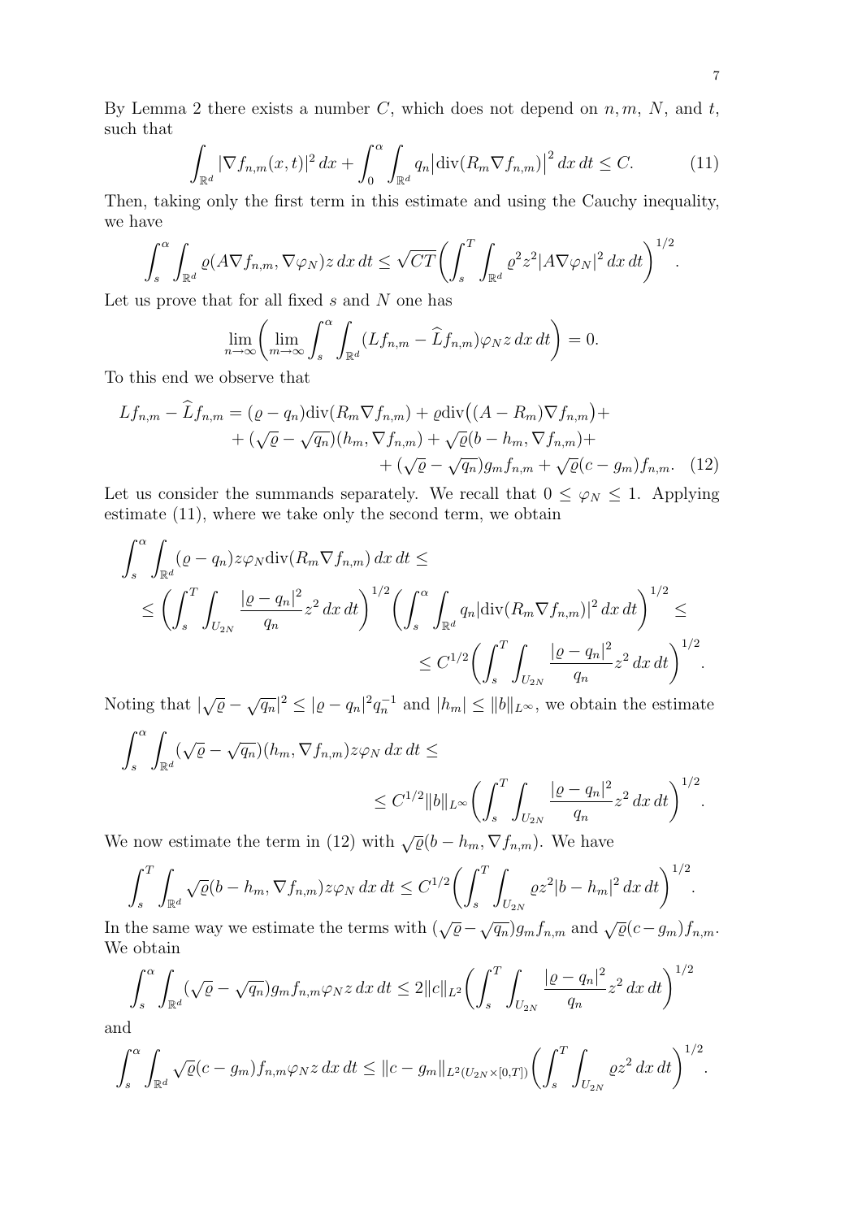By Lemma 2 there exists a number $C$, which does not depend on $n, m$, $N$, and $t$, such that

$$\int_{\mathbb{R}^d} |\nabla f_{n,m}(x,t)|^2\,dx + \int_0^\alpha \int_{\mathbb{R}^d} q_n \big|\mathrm{div}(R_m \nabla f_{n,m})\big|^2\,dx\,dt \le C. \tag{11}$$

Then, taking only the first term in this estimate and using the Cauchy inequality, we have

$$\int_s^\alpha \int_{\mathbb{R}^d} \varrho (A\nabla f_{n,m}, \nabla \varphi_N) z\,dx\,dt \le \sqrt{CT}\bigg(\int_s^T \int_{\mathbb{R}^d} \varrho^2 z^2 |A\nabla \varphi_N|^2\,dx\,dt\bigg)^{1/2}.$$

Let us prove that for all fixed $s$ and $N$ one has

$$\lim_{n\to\infty}\bigg(\lim_{m\to\infty}\int_s^\alpha \int_{\mathbb{R}^d} (Lf_{n,m} - \widehat{L} f_{n,m})\varphi_N z\,dx\,dt\bigg) = 0.$$

To this end we observe that

$$\begin{aligned}
Lf_{n,m} - \widehat{L} f_{n,m} = (\varrho - q_n)\mathrm{div}(R_m \nabla f_{n,m}) + \varrho\,\mathrm{div}\big((A - R_m)\nabla f_{n,m}\big) + \\
+ (\sqrt{\varrho} - \sqrt{q_n})(h_m, \nabla f_{n,m}) + \sqrt{\varrho}(b - h_m, \nabla f_{n,m}) + \\
+ (\sqrt{\varrho} - \sqrt{q_n}) g_m f_{n,m} + \sqrt{\varrho}(c - g_m) f_{n,m}.
\end{aligned} \tag{12}$$

Let us consider the summands separately. We recall that $0 \le \varphi_N \le 1$. Applying estimate (11), where we take only the second term, we obtain

$$\begin{aligned}
&\int_s^\alpha \int_{\mathbb{R}^d} (\varrho - q_n) z \varphi_N \mathrm{div}(R_m \nabla f_{n,m})\,dx\,dt \le \\
&\le \bigg(\int_s^T \int_{U_{2N}} \frac{|\varrho - q_n|^2}{q_n} z^2\,dx\,dt\bigg)^{1/2} \bigg(\int_s^\alpha \int_{\mathbb{R}^d} q_n |\mathrm{div}(R_m \nabla f_{n,m})|^2\,dx\,dt\bigg)^{1/2} \le \\
&\le C^{1/2}\bigg(\int_s^T \int_{U_{2N}} \frac{|\varrho - q_n|^2}{q_n} z^2\,dx\,dt\bigg)^{1/2}.
\end{aligned}$$

Noting that $|\sqrt{\varrho} - \sqrt{q_n}|^2 \le |\varrho - q_n|^2 q_n^{-1}$ and $|h_m| \le \|b\|_{L^\infty}$, we obtain the estimate

$$\begin{aligned}
&\int_s^\alpha \int_{\mathbb{R}^d} (\sqrt{\varrho} - \sqrt{q_n})(h_m, \nabla f_{n,m}) z \varphi_N\,dx\,dt \le \\
&\le C^{1/2}\|b\|_{L^\infty}\bigg(\int_s^T \int_{U_{2N}} \frac{|\varrho - q_n|^2}{q_n} z^2\,dx\,dt\bigg)^{1/2}.
\end{aligned}$$

We now estimate the term in (12) with $\sqrt{\varrho}(b - h_m, \nabla f_{n,m})$. We have

$$\int_s^T \int_{\mathbb{R}^d} \sqrt{\varrho}(b - h_m, \nabla f_{n,m}) z \varphi_N\,dx\,dt \le C^{1/2}\bigg(\int_s^T \int_{U_{2N}} \varrho z^2 |b - h_m|^2\,dx\,dt\bigg)^{1/2}.$$

In the same way we estimate the terms with $(\sqrt{\varrho} - \sqrt{q_n}) g_m f_{n,m}$ and $\sqrt{\varrho}(c - g_m) f_{n,m}$. We obtain

$$\int_s^\alpha \int_{\mathbb{R}^d} (\sqrt{\varrho} - \sqrt{q_n}) g_m f_{n,m} \varphi_N z\,dx\,dt \le 2\|c\|_{L^2}\bigg(\int_s^T \int_{U_{2N}} \frac{|\varrho - q_n|^2}{q_n} z^2\,dx\,dt\bigg)^{1/2}$$

and

$$\int_s^\alpha \int_{\mathbb{R}^d} \sqrt{\varrho}(c - g_m) f_{n,m} \varphi_N z\,dx\,dt \le \|c - g_m\|_{L^2(U_{2N}\times[0,T])}\bigg(\int_s^T \int_{U_{2N}} \varrho z^2\,dx\,dt\bigg)^{1/2}.$$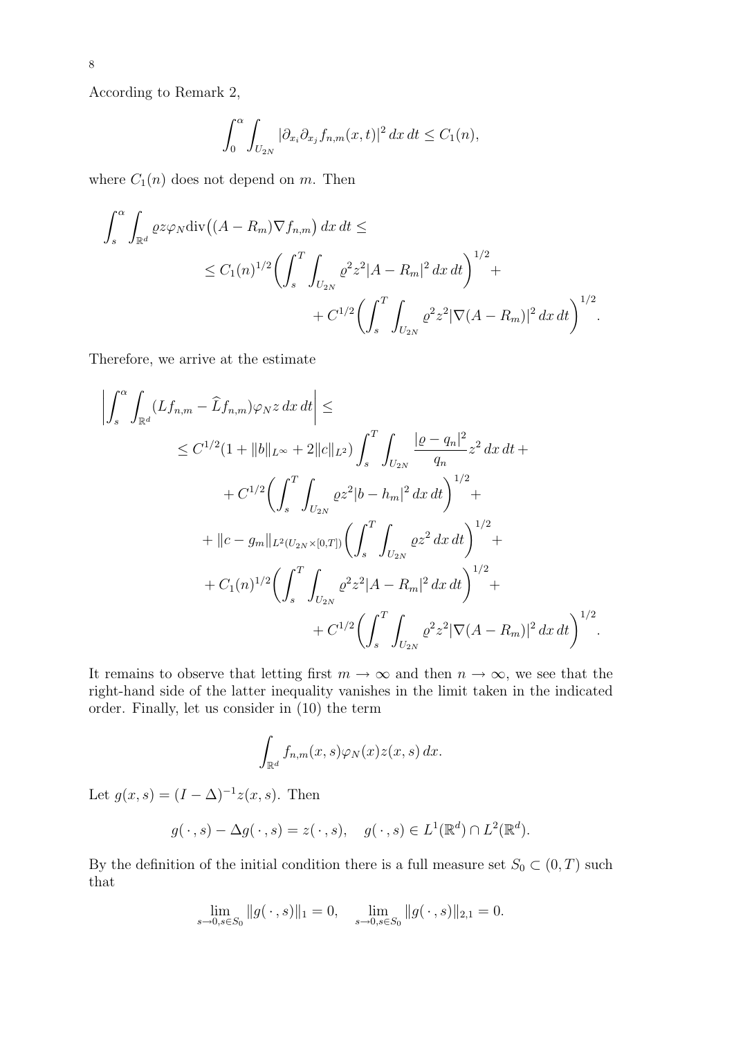According to Remark 2,

$$\int_0^\alpha \int_{U_{2N}} |\partial_{x_i}\partial_{x_j} f_{n,m}(x,t)|^2\, dx\, dt \le C_1(n),$$

where $C_1(n)$ does not depend on $m$. Then

$$\begin{aligned}
\int_s^\alpha \int_{\mathbb{R}^d} \varrho z \varphi_N \mathrm{div}\big((A - R_m)\nabla f_{n,m}\big)\, dx\, dt \le \\
\le C_1(n)^{1/2} \bigg(\int_s^T \int_{U_{2N}} \varrho^2 z^2 |A - R_m|^2\, dx\, dt\bigg)^{1/2} + \\
+ C^{1/2} \bigg(\int_s^T \int_{U_{2N}} \varrho^2 z^2 |\nabla (A - R_m)|^2\, dx\, dt\bigg)^{1/2}.
\end{aligned}$$

Therefore, we arrive at the estimate

$$\begin{aligned}
\bigg| \int_s^\alpha \int_{\mathbb{R}^d} (L f_{n,m} - \widehat{L} f_{n,m}) \varphi_N z\, dx\, dt \bigg| \le \\
\le C^{1/2}(1 + \|b\|_{L^\infty} + 2\|c\|_{L^2}) \int_s^T \int_{U_{2N}} \frac{|\varrho - q_n|^2}{q_n} z^2\, dx\, dt + \\
+ C^{1/2} \bigg(\int_s^T \int_{U_{2N}} \varrho z^2 |b - h_m|^2\, dx\, dt\bigg)^{1/2} + \\
+ \|c - g_m\|_{L^2(U_{2N}\times[0,T])} \bigg(\int_s^T \int_{U_{2N}} \varrho z^2\, dx\, dt\bigg)^{1/2} + \\
+ C_1(n)^{1/2} \bigg(\int_s^T \int_{U_{2N}} \varrho^2 z^2 |A - R_m|^2\, dx\, dt\bigg)^{1/2} + \\
+ C^{1/2} \bigg(\int_s^T \int_{U_{2N}} \varrho^2 z^2 |\nabla (A - R_m)|^2\, dx\, dt\bigg)^{1/2}.
\end{aligned}$$

It remains to observe that letting first $m \to \infty$ and then $n \to \infty$, we see that the right-hand side of the latter inequality vanishes in the limit taken in the indicated order. Finally, let us consider in (10) the term

$$\int_{\mathbb{R}^d} f_{n,m}(x,s) \varphi_N(x) z(x,s)\, dx.$$

Let $g(x,s) = (I - \Delta)^{-1} z(x,s)$. Then

$$g(\,\cdot\,, s) - \Delta g(\,\cdot\,, s) = z(\,\cdot\,, s), \quad g(\,\cdot\,, s) \in L^1(\mathbb{R}^d) \cap L^2(\mathbb{R}^d).$$

By the definition of the initial condition there is a full measure set $S_0 \subset (0,T)$ such that

$$\lim_{s\to 0, s\in S_0} \|g(\,\cdot\,, s)\|_1 = 0, \quad \lim_{s\to 0, s\in S_0} \|g(\,\cdot\,, s)\|_{2,1} = 0.$$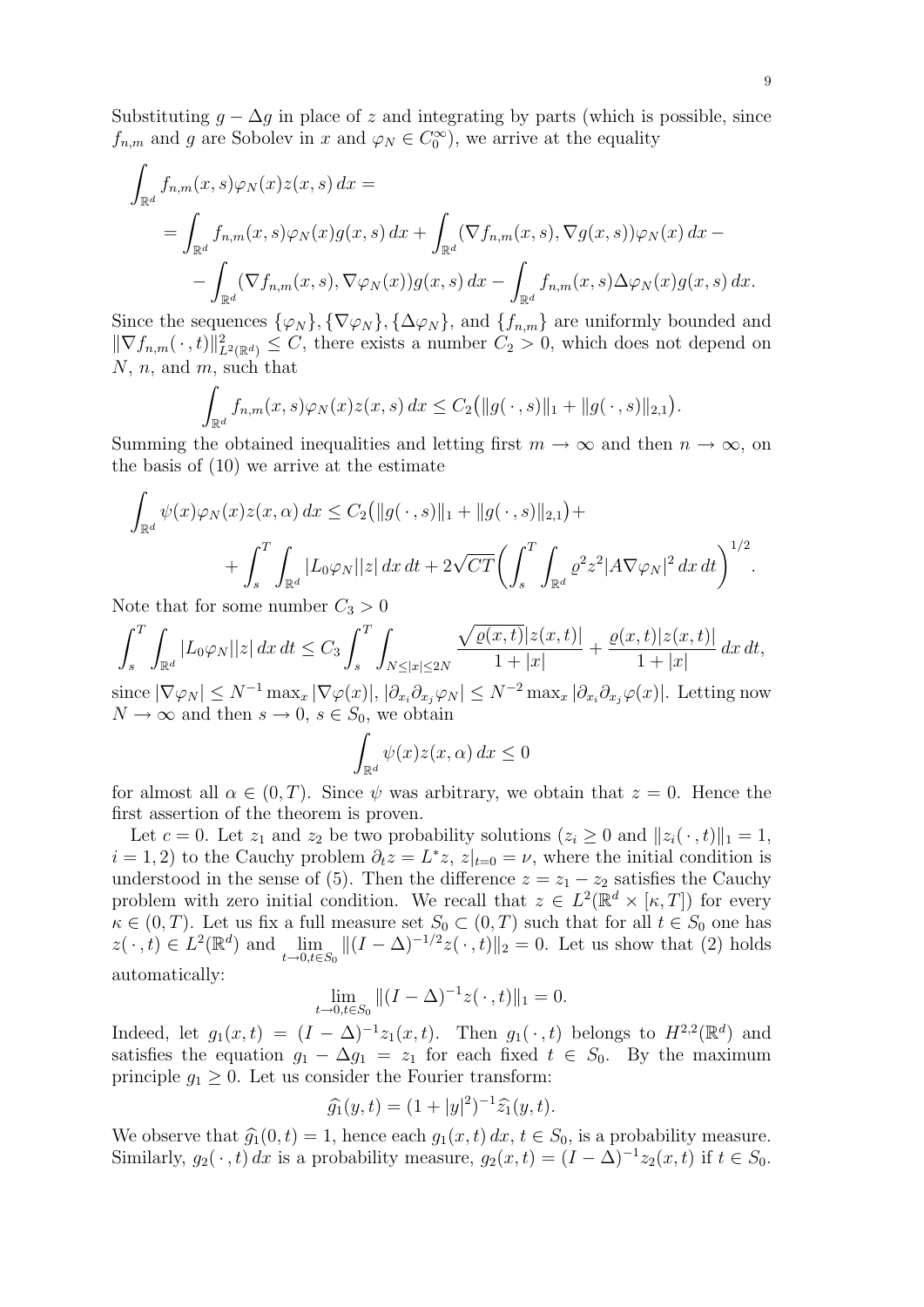Substituting $g - \Delta g$ in place of $z$ and integrating by parts (which is possible, since $f_{n,m}$ and $g$ are Sobolev in $x$ and $\varphi_N \in C_0^\infty$), we arrive at the equality

$$
\begin{aligned}
&\int_{\mathbb{R}^d} f_{n,m}(x,s)\varphi_N(x)z(x,s)\,dx = \\
&\quad = \int_{\mathbb{R}^d} f_{n,m}(x,s)\varphi_N(x)g(x,s)\,dx + \int_{\mathbb{R}^d} (\nabla f_{n,m}(x,s), \nabla g(x,s))\varphi_N(x)\,dx - \\
&\quad\quad - \int_{\mathbb{R}^d} (\nabla f_{n,m}(x,s), \nabla \varphi_N(x))g(x,s)\,dx - \int_{\mathbb{R}^d} f_{n,m}(x,s)\Delta\varphi_N(x)g(x,s)\,dx.
\end{aligned}
$$

Since the sequences $\{\varphi_N\}, \{\nabla\varphi_N\}, \{\Delta\varphi_N\}$, and $\{f_{n,m}\}$ are uniformly bounded and $\|\nabla f_{n,m}(\,\cdot\,,t)\|^2_{L^2(\mathbb{R}^d)} \le C$, there exists a number $C_2 > 0$, which does not depend on $N$, $n$, and $m$, such that

$$
\int_{\mathbb{R}^d} f_{n,m}(x,s)\varphi_N(x)z(x,s)\,dx \le C_2\bigl(\|g(\,\cdot\,,s)\|_1 + \|g(\,\cdot\,,s)\|_{2,1}\bigr).
$$

Summing the obtained inequalities and letting first $m \to \infty$ and then $n \to \infty$, on the basis of (10) we arrive at the estimate

$$
\begin{aligned}
\int_{\mathbb{R}^d} \psi(x)\varphi_N(x)z(x,\alpha)\,dx &\le C_2\bigl(\|g(\,\cdot\,,s)\|_1 + \|g(\,\cdot\,,s)\|_{2,1}\bigr) + \\
&+ \int_s^T \int_{\mathbb{R}^d} |L_0\varphi_N||z|\,dx\,dt + 2\sqrt{CT}\biggl(\int_s^T \int_{\mathbb{R}^d} \varrho^2 z^2 |A\nabla\varphi_N|^2\,dx\,dt\biggr)^{1/2}.
\end{aligned}
$$

Note that for some number $C_3 > 0$

$$
\int_s^T \int_{\mathbb{R}^d} |L_0\varphi_N||z|\,dx\,dt \le C_3 \int_s^T \int_{N\le|x|\le 2N} \frac{\sqrt{\varrho(x,t)}|z(x,t)|}{1+|x|} + \frac{\varrho(x,t)|z(x,t)|}{1+|x|}\,dx\,dt,
$$

since $|\nabla\varphi_N| \le N^{-1}\max_x |\nabla\varphi(x)|$, $|\partial_{x_i}\partial_{x_j}\varphi_N| \le N^{-2}\max_x |\partial_{x_i}\partial_{x_j}\varphi(x)|$. Letting now $N \to \infty$ and then $s \to 0$, $s \in S_0$, we obtain

$$
\int_{\mathbb{R}^d} \psi(x)z(x,\alpha)\,dx \le 0
$$

for almost all $\alpha \in (0,T)$. Since $\psi$ was arbitrary, we obtain that $z = 0$. Hence the first assertion of the theorem is proven.

Let $c = 0$. Let $z_1$ and $z_2$ be two probability solutions ($z_i \ge 0$ and $\|z_i(\,\cdot\,,t)\|_1 = 1$, $i = 1,2$) to the Cauchy problem $\partial_t z = L^* z$, $z|_{t=0} = \nu$, where the initial condition is understood in the sense of (5). Then the difference $z = z_1 - z_2$ satisfies the Cauchy problem with zero initial condition. We recall that $z \in L^2(\mathbb{R}^d \times [\kappa, T])$ for every $\kappa \in (0,T)$. Let us fix a full measure set $S_0 \subset (0,T)$ such that for all $t \in S_0$ one has $z(\,\cdot\,,t) \in L^2(\mathbb{R}^d)$ and $\lim\limits_{t\to 0, t\in S_0} \|(I-\Delta)^{-1/2}z(\,\cdot\,,t)\|_2 = 0$. Let us show that (2) holds automatically:

$$
\lim_{t\to 0, t\in S_0} \|(I-\Delta)^{-1}z(\,\cdot\,,t)\|_1 = 0.
$$

Indeed, let $g_1(x,t) = (I-\Delta)^{-1}z_1(x,t)$. Then $g_1(\,\cdot\,,t)$ belongs to $H^{2,2}(\mathbb{R}^d)$ and satisfies the equation $g_1 - \Delta g_1 = z_1$ for each fixed $t \in S_0$. By the maximum principle $g_1 \ge 0$. Let us consider the Fourier transform:

$$
\widehat{g_1}(y,t) = (1+|y|^2)^{-1}\widehat{z_1}(y,t).
$$

We observe that $\widehat{g_1}(0,t) = 1$, hence each $g_1(x,t)\,dx$, $t \in S_0$, is a probability measure. Similarly, $g_2(\,\cdot\,,t)\,dx$ is a probability measure, $g_2(x,t) = (I-\Delta)^{-1}z_2(x,t)$ if $t \in S_0$.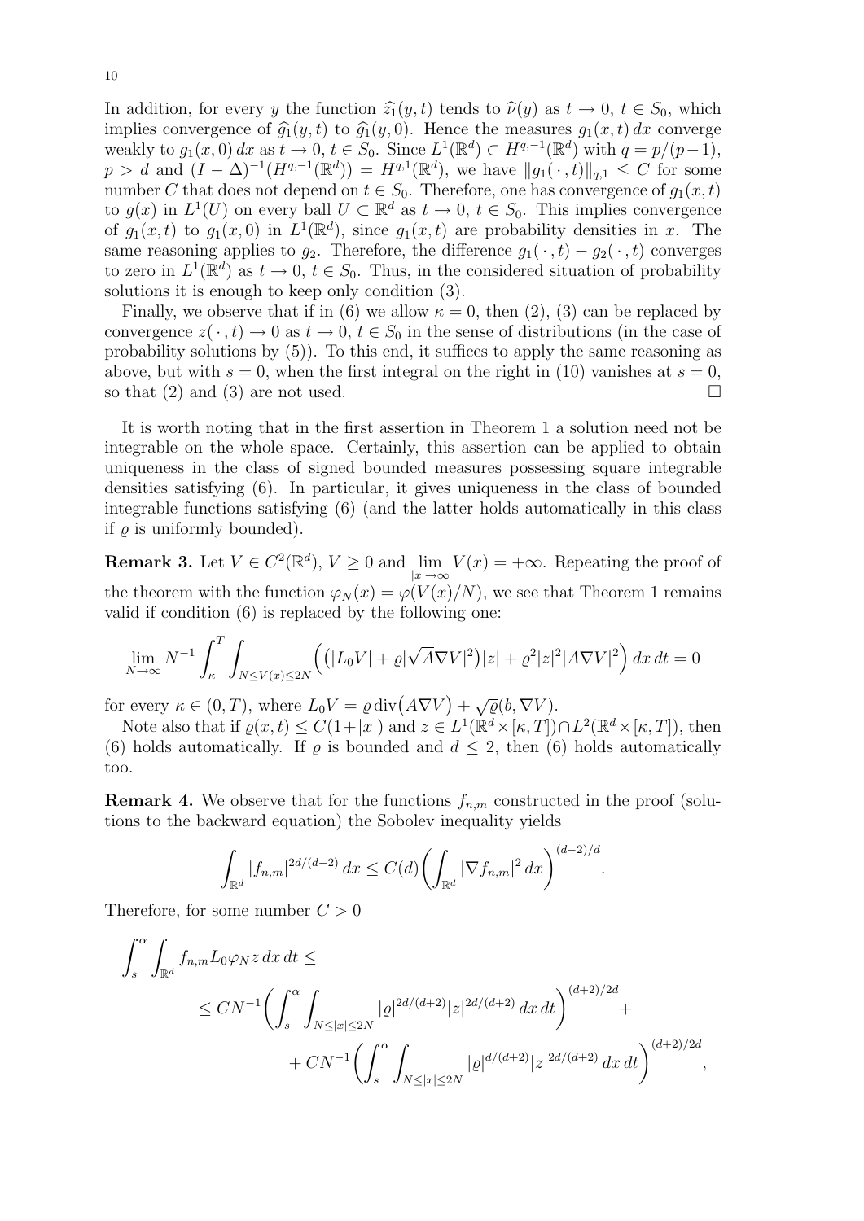In addition, for every $y$ the function $\widehat{z}_1(y,t)$ tends to $\widehat{\nu}(y)$ as $t\to 0$, $t\in S_0$, which implies convergence of $\widehat{g}_1(y,t)$ to $\widehat{g}_1(y,0)$. Hence the measures $g_1(x,t)\,dx$ converge weakly to $g_1(x,0)\,dx$ as $t\to 0$, $t\in S_0$. Since $L^1(\mathbb{R}^d)\subset H^{q,-1}(\mathbb{R}^d)$ with $q=p/(p-1)$, $p>d$ and $(I-\Delta)^{-1}(H^{q,-1}(\mathbb{R}^d))=H^{q,1}(\mathbb{R}^d)$, we have $\|g_1(\,\cdot\,,t)\|_{q,1}\le C$ for some number $C$ that does not depend on $t\in S_0$. Therefore, one has convergence of $g_1(x,t)$ to $g(x)$ in $L^1(U)$ on every ball $U\subset\mathbb{R}^d$ as $t\to 0$, $t\in S_0$. This implies convergence of $g_1(x,t)$ to $g_1(x,0)$ in $L^1(\mathbb{R}^d)$, since $g_1(x,t)$ are probability densities in $x$. The same reasoning applies to $g_2$. Therefore, the difference $g_1(\,\cdot\,,t)-g_2(\,\cdot\,,t)$ converges to zero in $L^1(\mathbb{R}^d)$ as $t\to 0$, $t\in S_0$. Thus, in the considered situation of probability solutions it is enough to keep only condition (3).

Finally, we observe that if in (6) we allow $\kappa=0$, then (2), (3) can be replaced by convergence $z(\,\cdot\,,t)\to 0$ as $t\to 0$, $t\in S_0$ in the sense of distributions (in the case of probability solutions by (5)). To this end, it suffices to apply the same reasoning as above, but with $s=0$, when the first integral on the right in (10) vanishes at $s=0$, so that (2) and (3) are not used. $\square$

It is worth noting that in the first assertion in Theorem 1 a solution need not be integrable on the whole space. Certainly, this assertion can be applied to obtain uniqueness in the class of signed bounded measures possessing square integrable densities satisfying (6). In particular, it gives uniqueness in the class of bounded integrable functions satisfying (6) (and the latter holds automatically in this class if $\varrho$ is uniformly bounded).

**Remark 3.** Let $V\in C^2(\mathbb{R}^d)$, $V\ge 0$ and $\lim\limits_{|x|\to\infty}V(x)=+\infty$. Repeating the proof of the theorem with the function $\varphi_N(x)=\varphi(V(x)/N)$, we see that Theorem 1 remains valid if condition (6) is replaced by the following one:

$$\lim_{N\to\infty}N^{-1}\int_\kappa^T\int_{N\le V(x)\le 2N}\Big(\big(|L_0V|+\varrho|\sqrt{A}\nabla V|^2\big)|z|+\varrho^2|z|^2|A\nabla V|^2\Big)\,dx\,dt=0$$

for every $\kappa\in(0,T)$, where $L_0V=\varrho\operatorname{div}\big(A\nabla V\big)+\sqrt{\varrho}(b,\nabla V)$.

Note also that if $\varrho(x,t)\le C(1+|x|)$ and $z\in L^1(\mathbb{R}^d\times[\kappa,T])\cap L^2(\mathbb{R}^d\times[\kappa,T])$, then (6) holds automatically. If $\varrho$ is bounded and $d\le 2$, then (6) holds automatically too.

**Remark 4.** We observe that for the functions $f_{n,m}$ constructed in the proof (solutions to the backward equation) the Sobolev inequality yields

$$\int_{\mathbb{R}^d}|f_{n,m}|^{2d/(d-2)}\,dx\le C(d)\bigg(\int_{\mathbb{R}^d}|\nabla f_{n,m}|^2\,dx\bigg)^{(d-2)/d}.$$

Therefore, for some number $C>0$

$$\begin{aligned}\int_s^\alpha\int_{\mathbb{R}^d}f_{n,m}L_0\varphi_N z\,dx\,dt\le&\\ \le CN^{-1}\bigg(\int_s^\alpha\int_{N\le|x|\le 2N}&|\varrho|^{2d/(d+2)}|z|^{2d/(d+2)}\,dx\,dt\bigg)^{(d+2)/2d}+\\ &+CN^{-1}\bigg(\int_s^\alpha\int_{N\le|x|\le 2N}|\varrho|^{d/(d+2)}|z|^{2d/(d+2)}\,dx\,dt\bigg)^{(d+2)/2d},\end{aligned}$$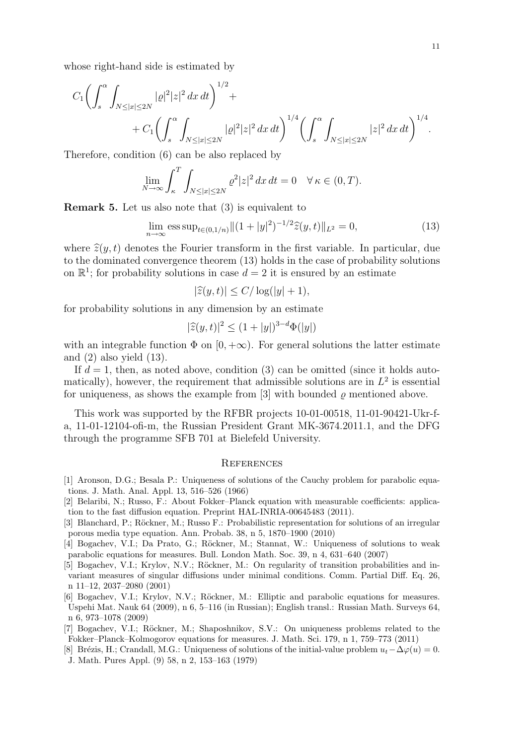whose right-hand side is estimated by

$$
C_1\biggl(\int_s^\alpha \int_{N\le|x|\le 2N} |\varrho|^2|z|^2\,dx\,dt\biggr)^{1/2} + \\
+ C_1\biggl(\int_s^\alpha \int_{N\le|x|\le 2N} |\varrho|^2|z|^2\,dx\,dt\biggr)^{1/4}\biggl(\int_s^\alpha \int_{N\le|x|\le 2N} |z|^2\,dx\,dt\biggr)^{1/4}.
$$

Therefore, condition (6) can be also replaced by

$$
\lim_{N\to\infty}\int_\kappa^T \int_{N\le|x|\le 2N} \varrho^2|z|^2\,dx\,dt = 0 \quad \forall\,\kappa\in(0,T).
$$

**Remark 5.** Let us also note that (3) is equivalent to

$$
\lim_{n\to\infty} \operatorname{ess\,sup}_{t\in(0,1/n)} \|(1+|y|^2)^{-1/2}\widehat{z}(y,t)\|_{L^2} = 0, \tag{13}
$$

where $\widehat{z}(y,t)$ denotes the Fourier transform in the first variable. In particular, due to the dominated convergence theorem (13) holds in the case of probability solutions on $\mathbb{R}^1$; for probability solutions in case $d=2$ it is ensured by an estimate

$$
|\widehat{z}(y,t)| \le C/\log(|y|+1),
$$

for probability solutions in any dimension by an estimate

$$
|\widehat{z}(y,t)|^2 \le (1+|y|)^{3-d}\Phi(|y|)
$$

with an integrable function $\Phi$ on $[0,+\infty)$. For general solutions the latter estimate and (2) also yield (13).

If $d=1$, then, as noted above, condition (3) can be omitted (since it holds automatically), however, the requirement that admissible solutions are in $L^2$ is essential for uniqueness, as shows the example from [3] with bounded $\varrho$ mentioned above.

This work was supported by the RFBR projects 10-01-00518, 11-01-90421-Ukr-f-a, 11-01-12104-ofi-m, the Russian President Grant MK-3674.2011.1, and the DFG through the programme SFB 701 at Bielefeld University.

## References

[1] Aronson, D.G.; Besala P.: Uniqueness of solutions of the Cauchy problem for parabolic equations. J. Math. Anal. Appl. 13, 516–526 (1966)

[2] Belaribi, N.; Russo, F.: About Fokker–Planck equation with measurable coefficients: application to the fast diffusion equation. Preprint HAL-INRIA-00645483 (2011).

[3] Blanchard, P.; Röckner, M.; Russo F.: Probabilistic representation for solutions of an irregular porous media type equation. Ann. Probab. 38, n 5, 1870–1900 (2010)

[4] Bogachev, V.I.; Da Prato, G.; Röckner, M.; Stannat, W.: Uniqueness of solutions to weak parabolic equations for measures. Bull. London Math. Soc. 39, n 4, 631–640 (2007)

[5] Bogachev, V.I.; Krylov, N.V.; Röckner, M.: On regularity of transition probabilities and invariant measures of singular diffusions under minimal conditions. Comm. Partial Diff. Eq. 26, n 11–12, 2037–2080 (2001)

[6] Bogachev, V.I.; Krylov, N.V.; Röckner, M.: Elliptic and parabolic equations for measures. Uspehi Mat. Nauk 64 (2009), n 6, 5–116 (in Russian); English transl.: Russian Math. Surveys 64, n 6, 973–1078 (2009)

[7] Bogachev, V.I.; Röckner, M.; Shaposhnikov, S.V.: On uniqueness problems related to the Fokker–Planck–Kolmogorov equations for measures. J. Math. Sci. 179, n 1, 759–773 (2011)

[8] Brézis, H.; Crandall, M.G.: Uniqueness of solutions of the initial-value problem $u_t - \Delta\varphi(u) = 0$. J. Math. Pures Appl. (9) 58, n 2, 153–163 (1979)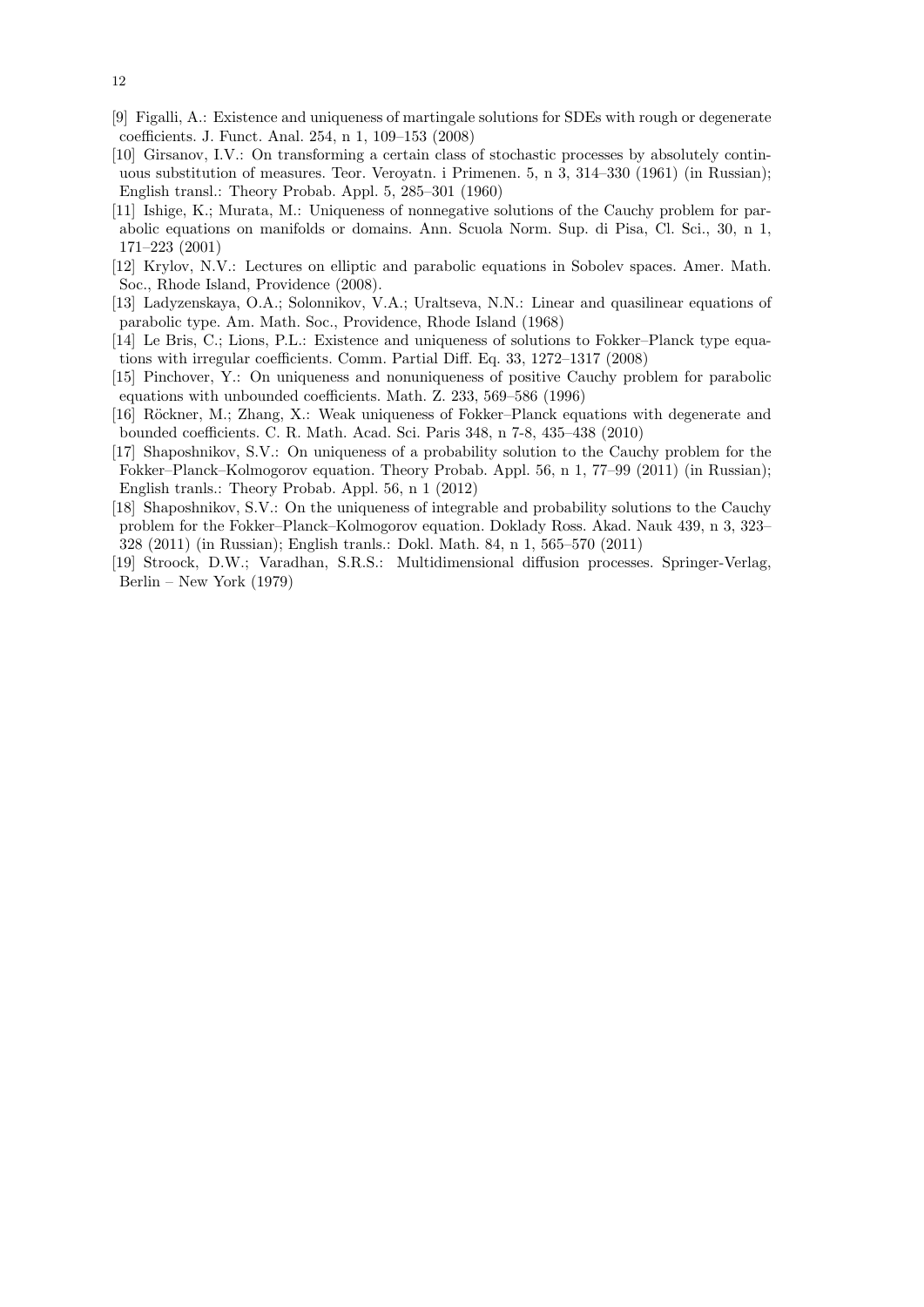[9] Figalli, A.: Existence and uniqueness of martingale solutions for SDEs with rough or degenerate coefficients. J. Funct. Anal. 254, n 1, 109–153 (2008)

[10] Girsanov, I.V.: On transforming a certain class of stochastic processes by absolutely continuous substitution of measures. Teor. Veroyatn. i Primenen. 5, n 3, 314–330 (1961) (in Russian); English transl.: Theory Probab. Appl. 5, 285–301 (1960)

[11] Ishige, K.; Murata, M.: Uniqueness of nonnegative solutions of the Cauchy problem for parabolic equations on manifolds or domains. Ann. Scuola Norm. Sup. di Pisa, Cl. Sci., 30, n 1, 171–223 (2001)

[12] Krylov, N.V.: Lectures on elliptic and parabolic equations in Sobolev spaces. Amer. Math. Soc., Rhode Island, Providence (2008).

[13] Ladyzenskaya, O.A.; Solonnikov, V.A.; Uraltseva, N.N.: Linear and quasilinear equations of parabolic type. Am. Math. Soc., Providence, Rhode Island (1968)

[14] Le Bris, C.; Lions, P.L.: Existence and uniqueness of solutions to Fokker–Planck type equations with irregular coefficients. Comm. Partial Diff. Eq. 33, 1272–1317 (2008)

[15] Pinchover, Y.: On uniqueness and nonuniqueness of positive Cauchy problem for parabolic equations with unbounded coefficients. Math. Z. 233, 569–586 (1996)

[16] Röckner, M.; Zhang, X.: Weak uniqueness of Fokker–Planck equations with degenerate and bounded coefficients. C. R. Math. Acad. Sci. Paris 348, n 7-8, 435–438 (2010)

[17] Shaposhnikov, S.V.: On uniqueness of a probability solution to the Cauchy problem for the Fokker–Planck–Kolmogorov equation. Theory Probab. Appl. 56, n 1, 77–99 (2011) (in Russian); English tranls.: Theory Probab. Appl. 56, n 1 (2012)

[18] Shaposhnikov, S.V.: On the uniqueness of integrable and probability solutions to the Cauchy problem for the Fokker–Planck–Kolmogorov equation. Doklady Ross. Akad. Nauk 439, n 3, 323–328 (2011) (in Russian); English tranls.: Dokl. Math. 84, n 1, 565–570 (2011)

[19] Stroock, D.W.; Varadhan, S.R.S.: Multidimensional diffusion processes. Springer-Verlag, Berlin – New York (1979)